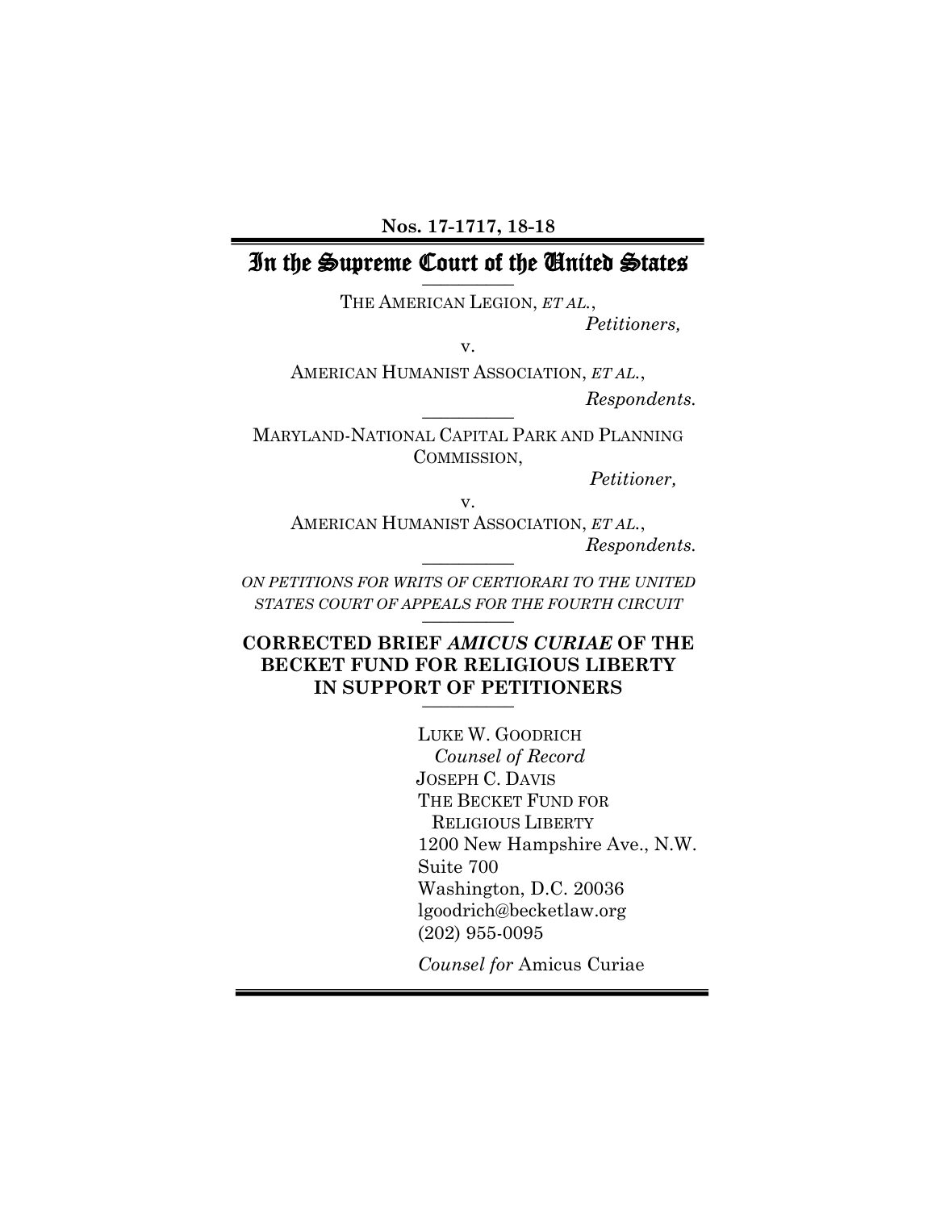**Nos. 17-1717, 18-18**

# In the Supreme Court of the United States

THE AMERICAN LEGION, *ET AL.*,

*Petitioners,*

v.

AMERICAN HUMANIST ASSOCIATION, *ET AL.*,

*Respondents.*

MARYLAND-NATIONAL CAPITAL PARK AND PLANNING COMMISSION,

*Petitioner,*

v.

AMERICAN HUMANIST ASSOCIATION, *ET AL.*,

*Respondents.*

*ON PETITIONS FOR WRITS OF CERTIORARI TO THE UNITED STATES COURT OF APPEALS FOR THE FOURTH CIRCUIT*

**CORRECTED BRIEF *AMICUS CURIAE* OF THE BECKET FUND FOR RELIGIOUS LIBERTY IN SUPPORT OF PETITIONERS**

LUKE W. GOODRICH
*Counsel of Record*
JOSEPH C. DAVIS
THE BECKET FUND FOR RELIGIOUS LIBERTY
1200 New Hampshire Ave., N.W.
Suite 700
Washington, D.C. 20036
lgoodrich@becketlaw.org
(202) 955-0095

*Counsel for* Amicus Curiae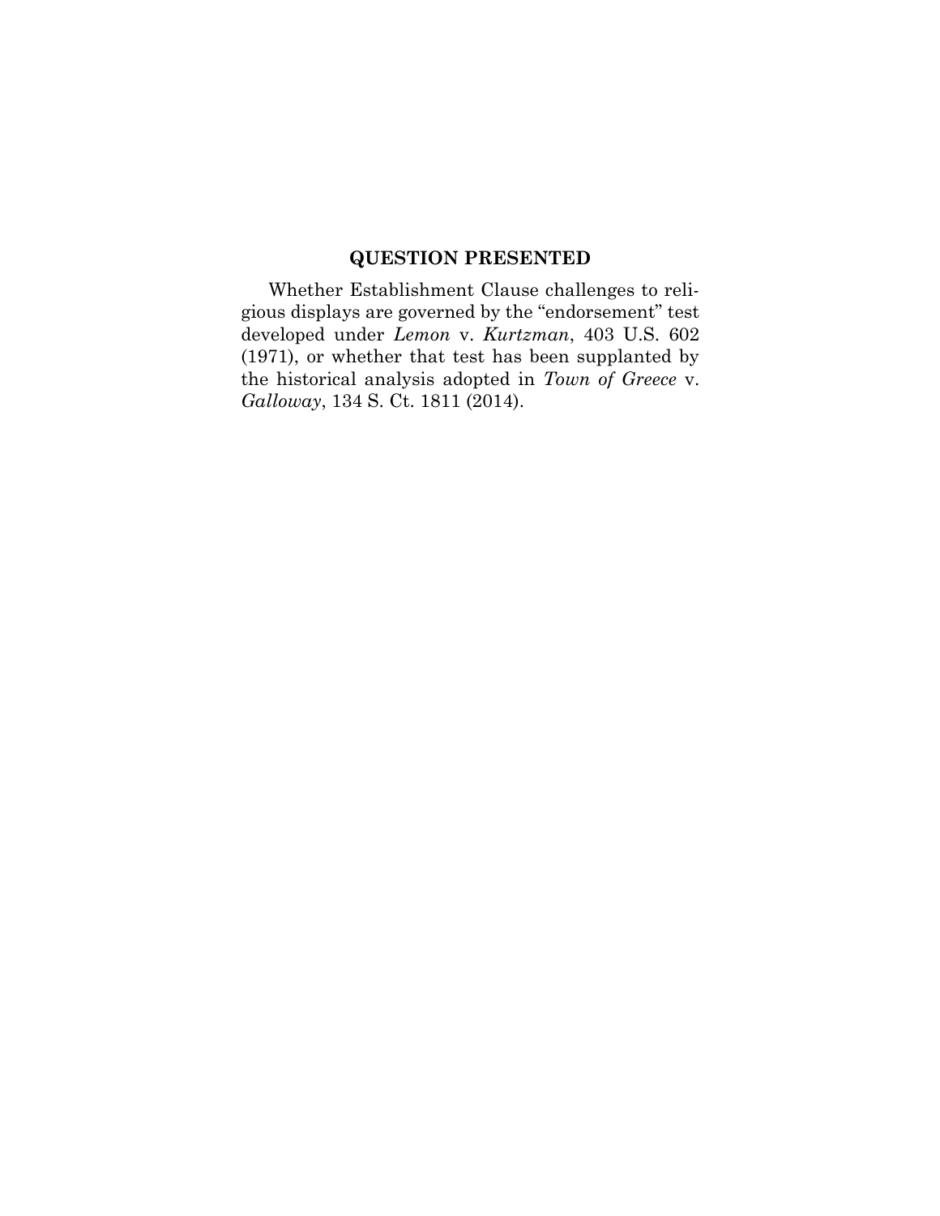## QUESTION PRESENTED

Whether Establishment Clause challenges to religious displays are governed by the "endorsement" test developed under *Lemon* v. *Kurtzman*, 403 U.S. 602 (1971), or whether that test has been supplanted by the historical analysis adopted in *Town of Greece* v. *Galloway*, 134 S. Ct. 1811 (2014).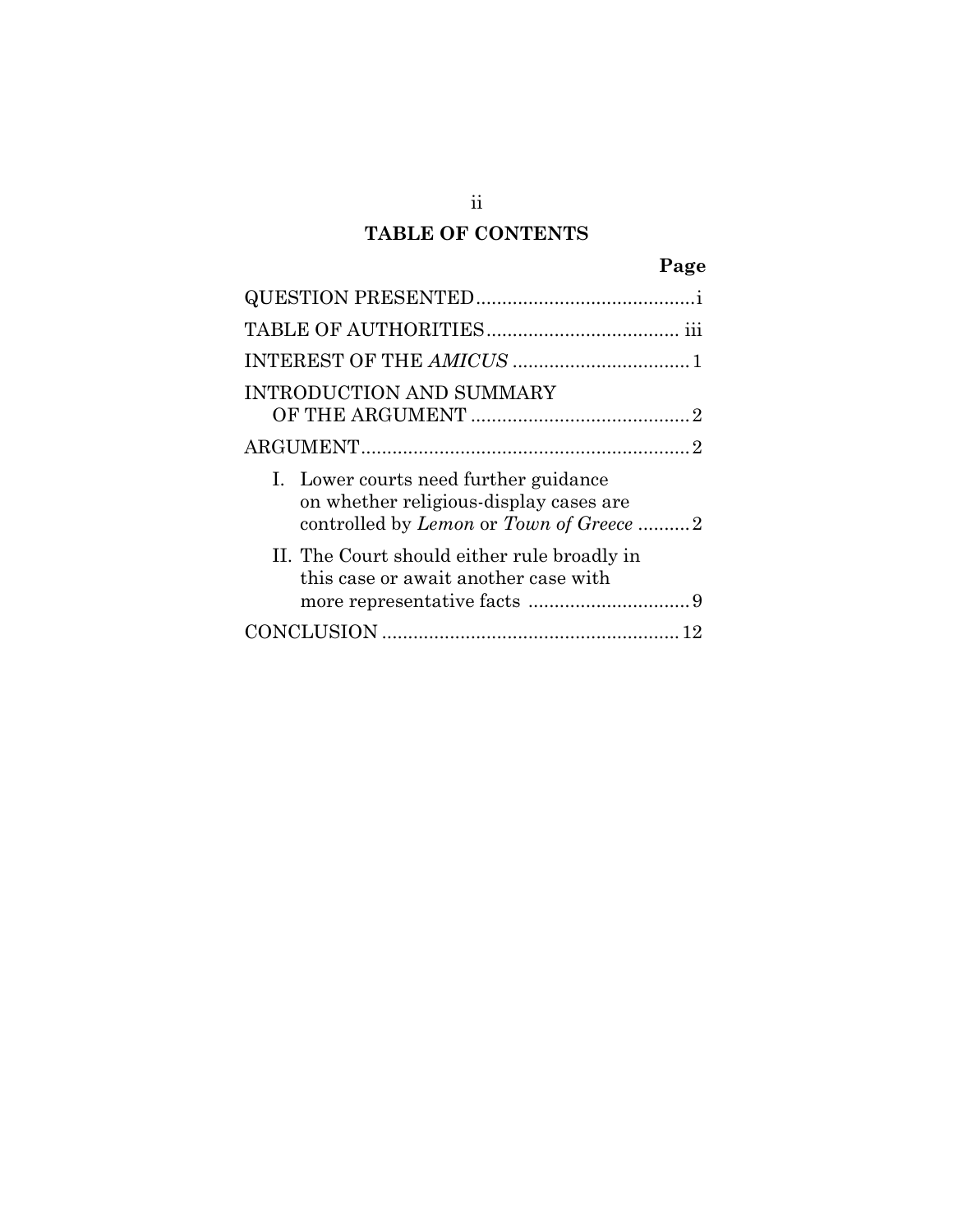## TABLE OF CONTENTS

| | Page |
|---|---|
| QUESTION PRESENTED | i |
| TABLE OF AUTHORITIES | iii |
| INTEREST OF THE *AMICUS* | 1 |
| INTRODUCTION AND SUMMARY OF THE ARGUMENT | 2 |
| ARGUMENT | 2 |
| I. Lower courts need further guidance on whether religious-display cases are controlled by *Lemon* or *Town of Greece* | 2 |
| II. The Court should either rule broadly in this case or await another case with more representative facts | 9 |
| CONCLUSION | 12 |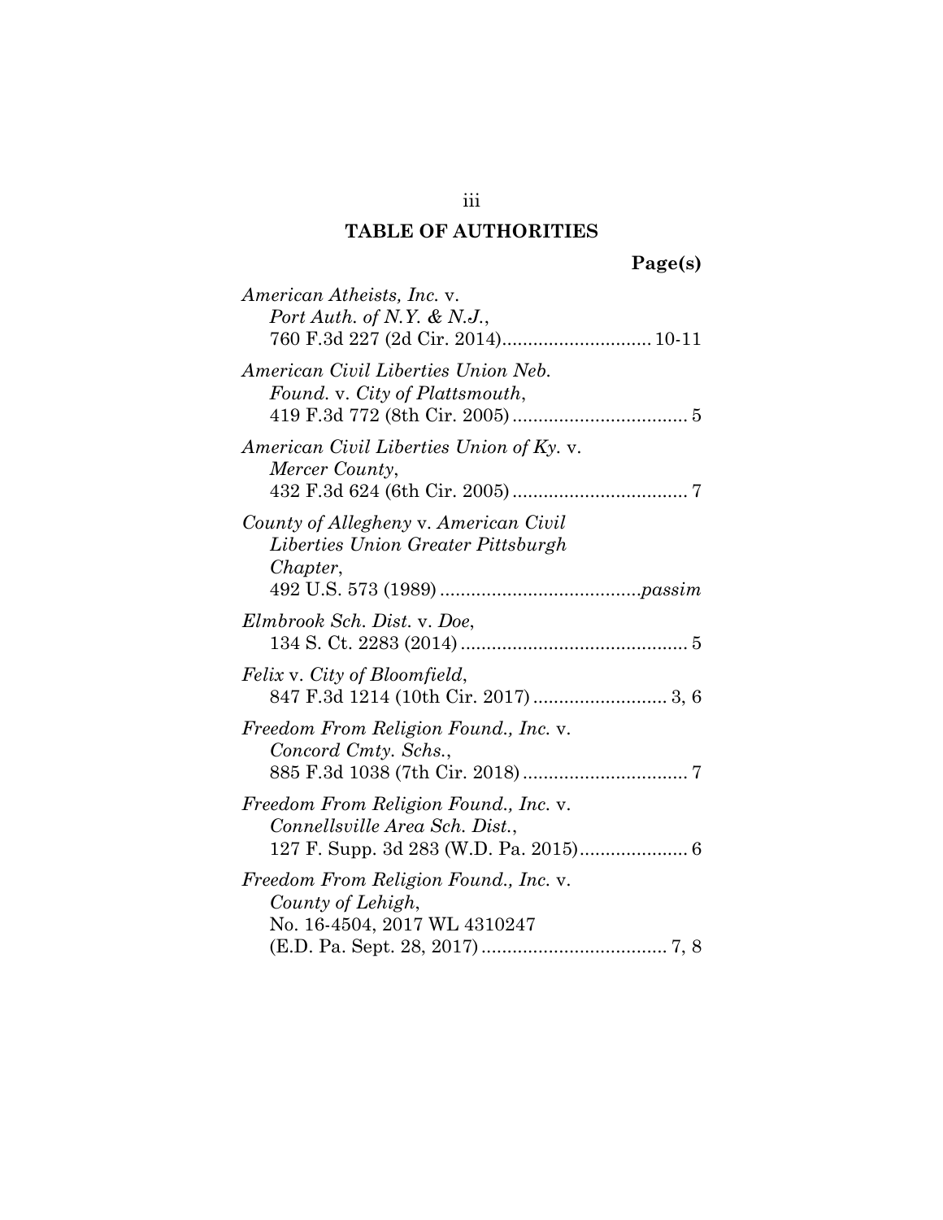# TABLE OF AUTHORITIES

**Page(s)**

*American Atheists, Inc.* v. *Port Auth. of N.Y. & N.J.*, 760 F.3d 227 (2d Cir. 2014) ............................ 10-11

*American Civil Liberties Union Neb. Found.* v. *City of Plattsmouth*, 419 F.3d 772 (8th Cir. 2005) .................................. 5

*American Civil Liberties Union of Ky.* v. *Mercer County*, 432 F.3d 624 (6th Cir. 2005) .................................. 7

*County of Allegheny* v. *American Civil Liberties Union Greater Pittsburgh Chapter*, 492 U.S. 573 (1989) ......................................*passim*

*Elmbrook Sch. Dist.* v. *Doe*, 134 S. Ct. 2283 (2014) ............................................ 5

*Felix* v. *City of Bloomfield*, 847 F.3d 1214 (10th Cir. 2017) .......................... 3, 6

*Freedom From Religion Found., Inc.* v. *Concord Cmty. Schs.*, 885 F.3d 1038 (7th Cir. 2018) ................................ 7

*Freedom From Religion Found., Inc.* v. *Connellsville Area Sch. Dist.*, 127 F. Supp. 3d 283 (W.D. Pa. 2015)..................... 6

*Freedom From Religion Found., Inc.* v. *County of Lehigh*, No. 16-4504, 2017 WL 4310247 (E.D. Pa. Sept. 28, 2017).................................... 7, 8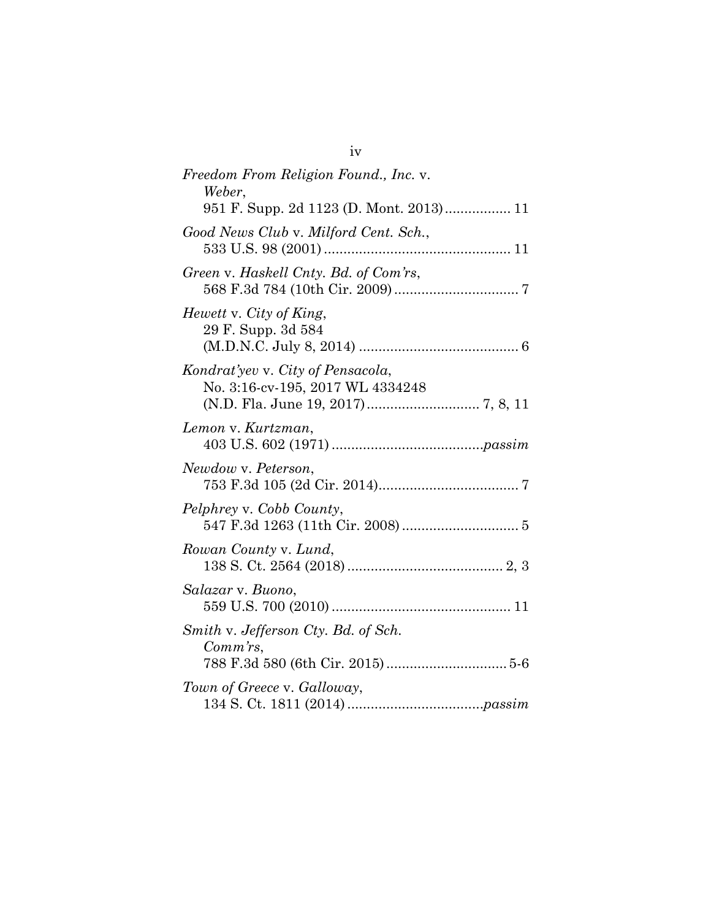*Freedom From Religion Found., Inc.* v. *Weber*,
951 F. Supp. 2d 1123 (D. Mont. 2013)................. 11

*Good News Club* v. *Milford Cent. Sch.*,
533 U.S. 98 (2001)................................................ 11

*Green* v. *Haskell Cnty. Bd. of Com'rs*,
568 F.3d 784 (10th Cir. 2009)................................ 7

*Hewett* v. *City of King*,
29 F. Supp. 3d 584
(M.D.N.C. July 8, 2014) ......................................... 6

*Kondrat'yev* v. *City of Pensacola*,
No. 3:16-cv-195, 2017 WL 4334248
(N.D. Fla. June 19, 2017)............................. 7, 8, 11

*Lemon* v. *Kurtzman*,
403 U.S. 602 (1971) .......................................*passim*

*Newdow* v. *Peterson*,
753 F.3d 105 (2d Cir. 2014).................................... 7

*Pelphrey* v. *Cobb County*,
547 F.3d 1263 (11th Cir. 2008).............................. 5

*Rowan County* v. *Lund*,
138 S. Ct. 2564 (2018)........................................ 2, 3

*Salazar* v. *Buono*,
559 U.S. 700 (2010).............................................. 11

*Smith* v. *Jefferson Cty. Bd. of Sch. Comm'rs*,
788 F.3d 580 (6th Cir. 2015)............................... 5-6

*Town of Greece* v. *Galloway*,
134 S. Ct. 1811 (2014)...................................*passim*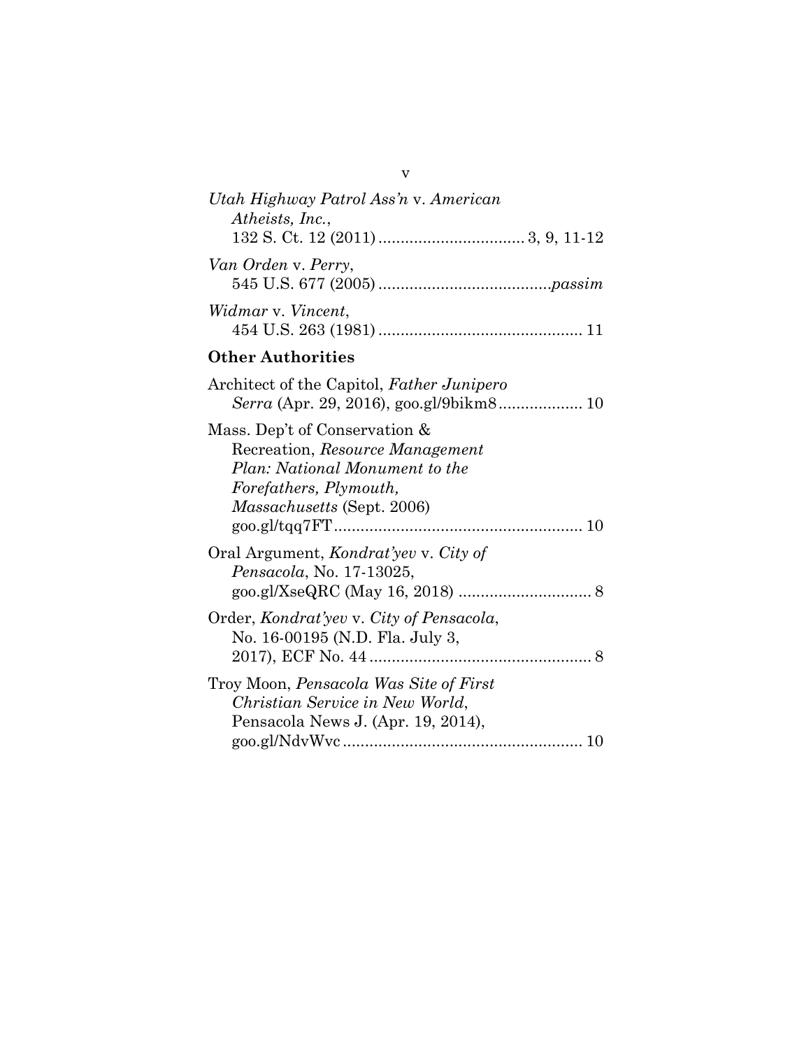*Utah Highway Patrol Ass'n* v. *American Atheists, Inc.*, 132 S. Ct. 12 (2011) ................................ 3, 9, 11-12

*Van Orden* v. *Perry*, 545 U.S. 677 (2005) ......................................*passim*

*Widmar* v. *Vincent*, 454 U.S. 263 (1981) ............................................. 11

**Other Authorities**

Architect of the Capitol, *Father Junipero Serra* (Apr. 29, 2016), goo.gl/9bikm8.................. 10

Mass. Dep't of Conservation & Recreation, *Resource Management Plan: National Monument to the Forefathers, Plymouth, Massachusetts* (Sept. 2006) goo.gl/tqq7FT....................................................... 10

Oral Argument, *Kondrat'yev* v. *City of Pensacola*, No. 17-13025, goo.gl/XseQRC (May 16, 2018) ............................. 8

Order, *Kondrat'yev* v. *City of Pensacola*, No. 16-00195 (N.D. Fla. July 3, 2017), ECF No. 44 ................................................. 8

Troy Moon, *Pensacola Was Site of First Christian Service in New World*, Pensacola News J. (Apr. 19, 2014), goo.gl/NdvWvc ..................................................... 10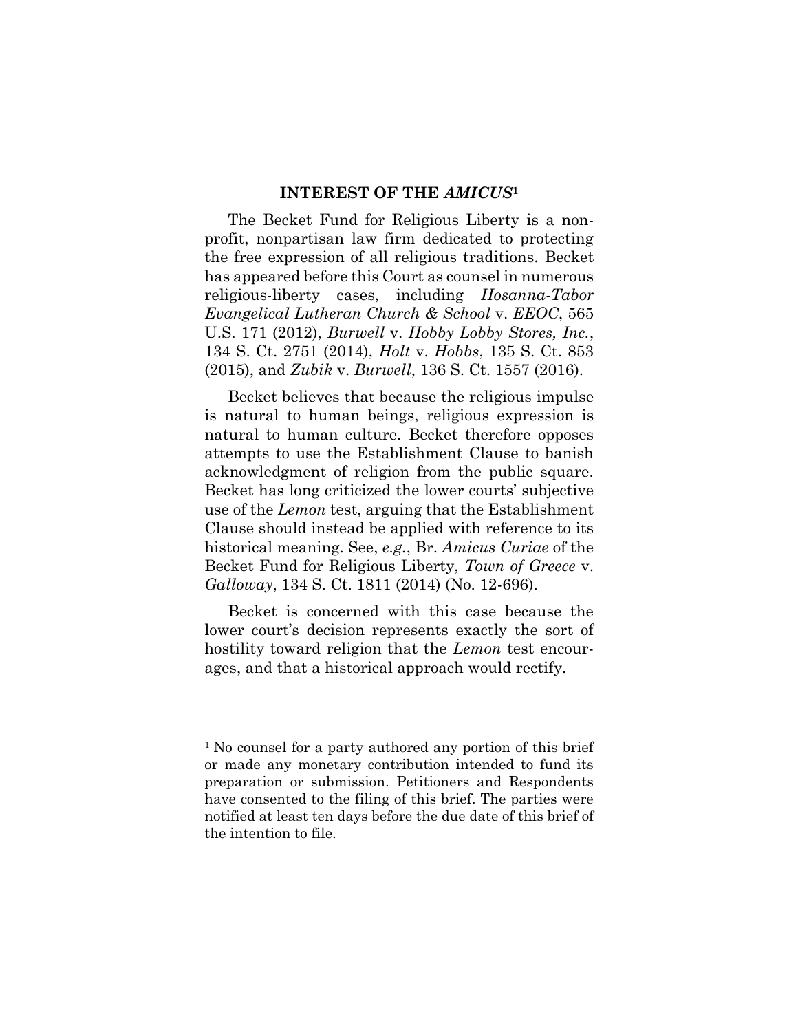## INTEREST OF THE *AMICUS*[1]

The Becket Fund for Religious Liberty is a non-profit, nonpartisan law firm dedicated to protecting the free expression of all religious traditions. Becket has appeared before this Court as counsel in numerous religious-liberty cases, including *Hosanna-Tabor Evangelical Lutheran Church & School* v. *EEOC*, 565 U.S. 171 (2012), *Burwell* v. *Hobby Lobby Stores, Inc.*, 134 S. Ct. 2751 (2014), *Holt* v. *Hobbs*, 135 S. Ct. 853 (2015), and *Zubik* v. *Burwell*, 136 S. Ct. 1557 (2016).

Becket believes that because the religious impulse is natural to human beings, religious expression is natural to human culture. Becket therefore opposes attempts to use the Establishment Clause to banish acknowledgment of religion from the public square. Becket has long criticized the lower courts' subjective use of the *Lemon* test, arguing that the Establishment Clause should instead be applied with reference to its historical meaning. See, *e.g.*, Br. *Amicus Curiae* of the Becket Fund for Religious Liberty, *Town of Greece* v. *Galloway*, 134 S. Ct. 1811 (2014) (No. 12-696).

Becket is concerned with this case because the lower court's decision represents exactly the sort of hostility toward religion that the *Lemon* test encourages, and that a historical approach would rectify.

---

[1] No counsel for a party authored any portion of this brief or made any monetary contribution intended to fund its preparation or submission. Petitioners and Respondents have consented to the filing of this brief. The parties were notified at least ten days before the due date of this brief of the intention to file.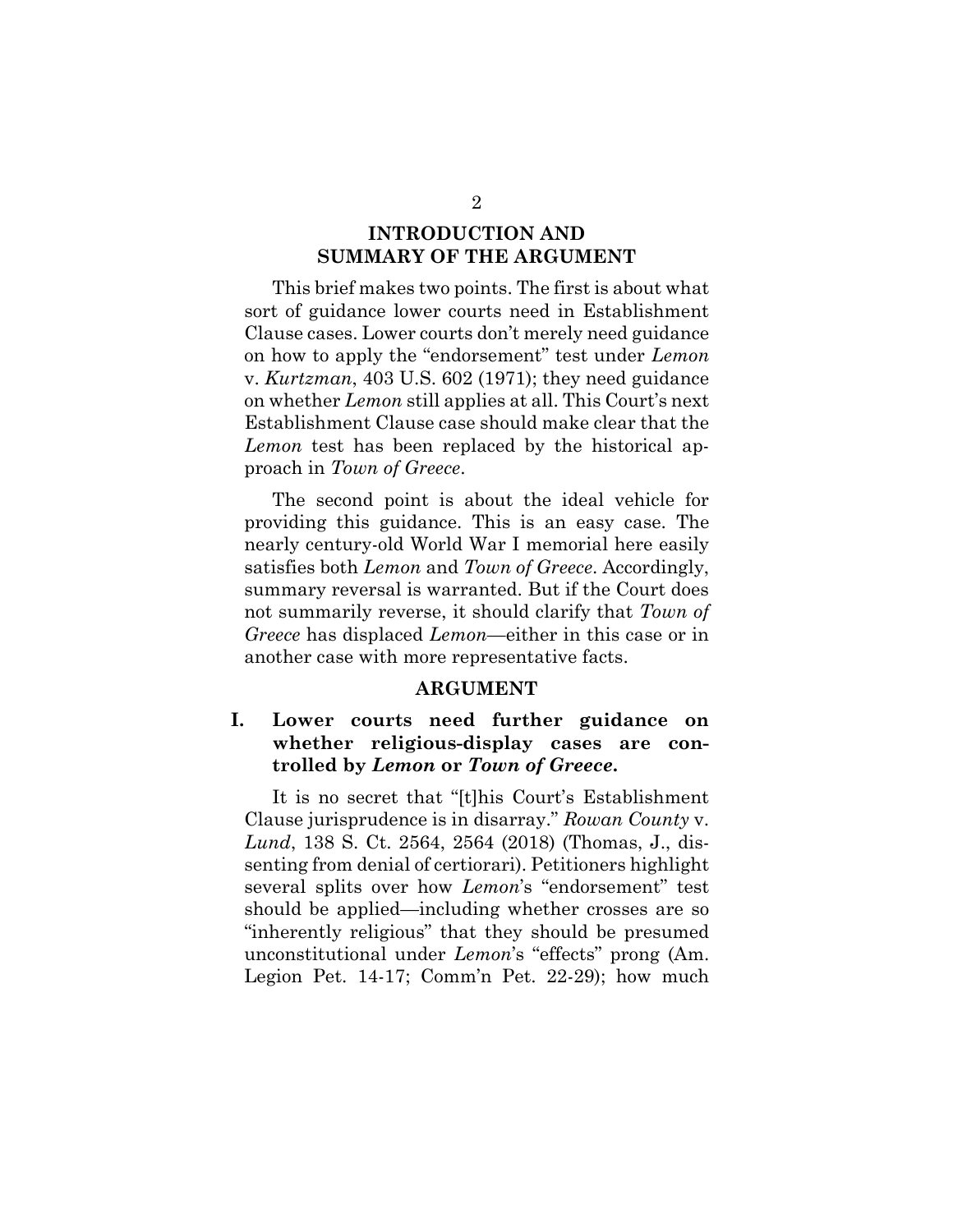## INTRODUCTION AND SUMMARY OF THE ARGUMENT

This brief makes two points. The first is about what sort of guidance lower courts need in Establishment Clause cases. Lower courts don't merely need guidance on how to apply the "endorsement" test under *Lemon* v. *Kurtzman*, 403 U.S. 602 (1971); they need guidance on whether *Lemon* still applies at all. This Court's next Establishment Clause case should make clear that the *Lemon* test has been replaced by the historical approach in *Town of Greece*.

The second point is about the ideal vehicle for providing this guidance. This is an easy case. The nearly century-old World War I memorial here easily satisfies both *Lemon* and *Town of Greece*. Accordingly, summary reversal is warranted. But if the Court does not summarily reverse, it should clarify that *Town of Greece* has displaced *Lemon*—either in this case or in another case with more representative facts.

## ARGUMENT

### I. Lower courts need further guidance on whether religious-display cases are controlled by *Lemon* or *Town of Greece*.

It is no secret that "[t]his Court's Establishment Clause jurisprudence is in disarray." *Rowan County* v. *Lund*, 138 S. Ct. 2564, 2564 (2018) (Thomas, J., dissenting from denial of certiorari). Petitioners highlight several splits over how *Lemon*'s "endorsement" test should be applied—including whether crosses are so "inherently religious" that they should be presumed unconstitutional under *Lemon*'s "effects" prong (Am. Legion Pet. 14-17; Comm'n Pet. 22-29); how much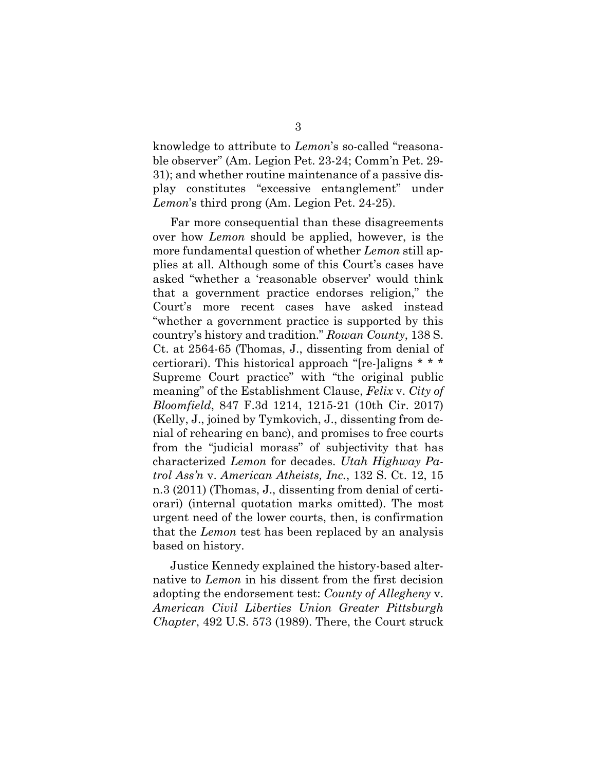knowledge to attribute to *Lemon*'s so-called "reasonable observer" (Am. Legion Pet. 23-24; Comm'n Pet. 29-31); and whether routine maintenance of a passive display constitutes "excessive entanglement" under *Lemon*'s third prong (Am. Legion Pet. 24-25).

Far more consequential than these disagreements over how *Lemon* should be applied, however, is the more fundamental question of whether *Lemon* still applies at all. Although some of this Court's cases have asked "whether a 'reasonable observer' would think that a government practice endorses religion," the Court's more recent cases have asked instead "whether a government practice is supported by this country's history and tradition." *Rowan County*, 138 S. Ct. at 2564-65 (Thomas, J., dissenting from denial of certiorari). This historical approach "[re-]aligns * * * Supreme Court practice" with "the original public meaning" of the Establishment Clause, *Felix* v. *City of Bloomfield*, 847 F.3d 1214, 1215-21 (10th Cir. 2017) (Kelly, J., joined by Tymkovich, J., dissenting from denial of rehearing en banc), and promises to free courts from the "judicial morass" of subjectivity that has characterized *Lemon* for decades. *Utah Highway Patrol Ass'n* v. *American Atheists, Inc.*, 132 S. Ct. 12, 15 n.3 (2011) (Thomas, J., dissenting from denial of certiorari) (internal quotation marks omitted). The most urgent need of the lower courts, then, is confirmation that the *Lemon* test has been replaced by an analysis based on history.

Justice Kennedy explained the history-based alternative to *Lemon* in his dissent from the first decision adopting the endorsement test: *County of Allegheny* v. *American Civil Liberties Union Greater Pittsburgh Chapter*, 492 U.S. 573 (1989). There, the Court struck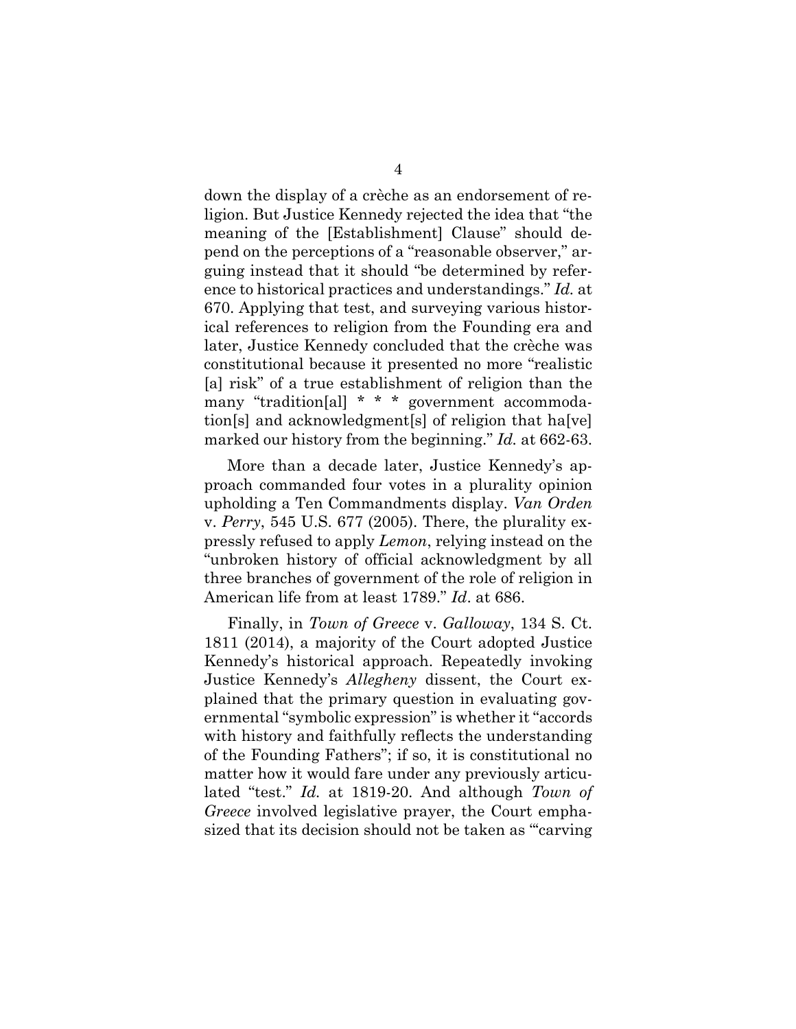down the display of a crèche as an endorsement of religion. But Justice Kennedy rejected the idea that "the meaning of the [Establishment] Clause" should depend on the perceptions of a "reasonable observer," arguing instead that it should "be determined by reference to historical practices and understandings." *Id.* at 670. Applying that test, and surveying various historical references to religion from the Founding era and later, Justice Kennedy concluded that the crèche was constitutional because it presented no more "realistic [a] risk" of a true establishment of religion than the many "tradition[al] * * * government accommodation[s] and acknowledgment[s] of religion that ha[ve] marked our history from the beginning." *Id.* at 662-63.

More than a decade later, Justice Kennedy's approach commanded four votes in a plurality opinion upholding a Ten Commandments display. *Van Orden* v. *Perry*, 545 U.S. 677 (2005). There, the plurality expressly refused to apply *Lemon*, relying instead on the "unbroken history of official acknowledgment by all three branches of government of the role of religion in American life from at least 1789." *Id*. at 686.

Finally, in *Town of Greece* v. *Galloway*, 134 S. Ct. 1811 (2014), a majority of the Court adopted Justice Kennedy's historical approach. Repeatedly invoking Justice Kennedy's *Allegheny* dissent, the Court explained that the primary question in evaluating governmental "symbolic expression" is whether it "accords with history and faithfully reflects the understanding of the Founding Fathers"; if so, it is constitutional no matter how it would fare under any previously articulated "test." *Id.* at 1819-20. And although *Town of Greece* involved legislative prayer, the Court emphasized that its decision should not be taken as "'carving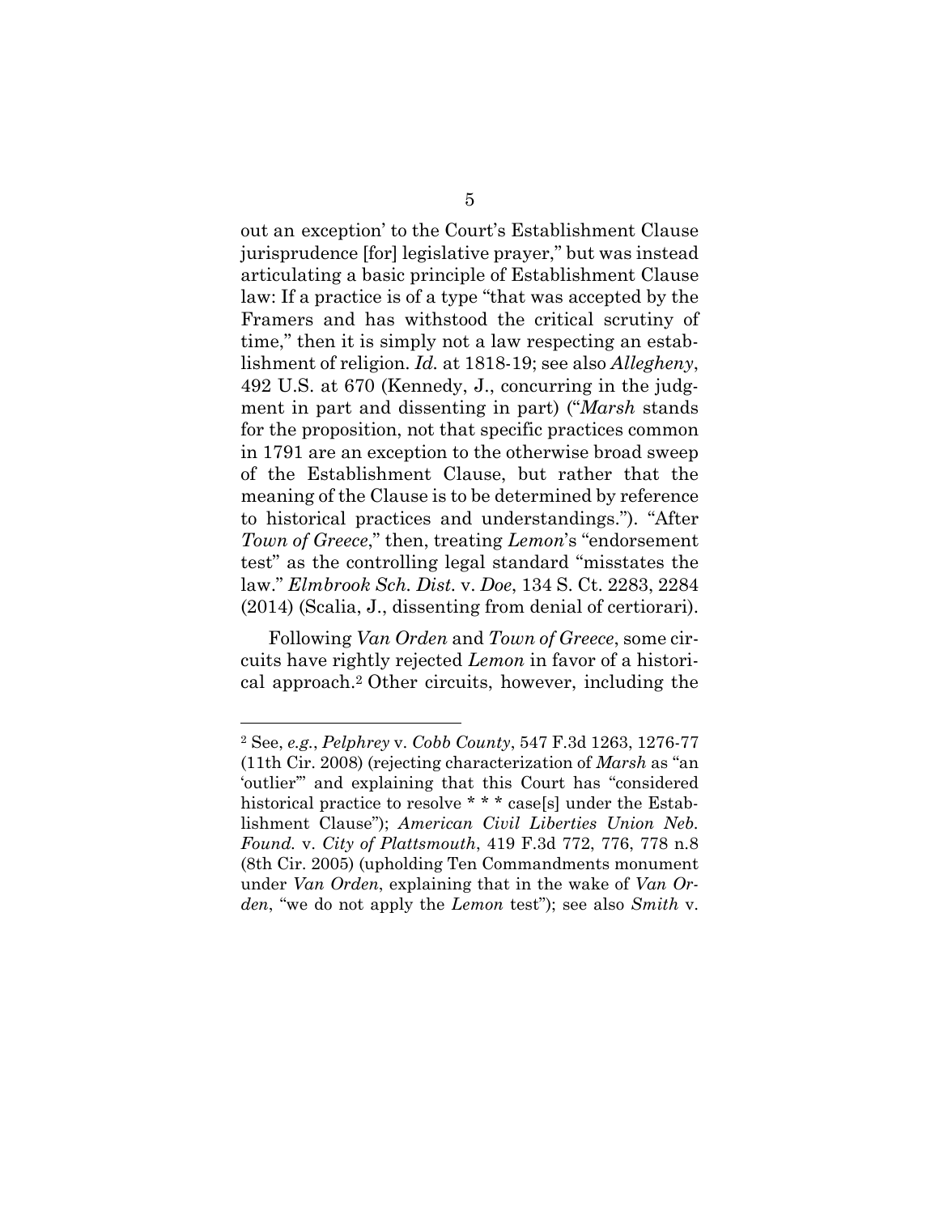out an exception' to the Court's Establishment Clause jurisprudence [for] legislative prayer," but was instead articulating a basic principle of Establishment Clause law: If a practice is of a type "that was accepted by the Framers and has withstood the critical scrutiny of time," then it is simply not a law respecting an establishment of religion. *Id.* at 1818-19; see also *Allegheny*, 492 U.S. at 670 (Kennedy, J., concurring in the judgment in part and dissenting in part) ("*Marsh* stands for the proposition, not that specific practices common in 1791 are an exception to the otherwise broad sweep of the Establishment Clause, but rather that the meaning of the Clause is to be determined by reference to historical practices and understandings."). "After *Town of Greece*," then, treating *Lemon*'s "endorsement test" as the controlling legal standard "misstates the law." *Elmbrook Sch. Dist.* v. *Doe*, 134 S. Ct. 2283, 2284 (2014) (Scalia, J., dissenting from denial of certiorari).

Following *Van Orden* and *Town of Greece*, some circuits have rightly rejected *Lemon* in favor of a historical approach.[2] Other circuits, however, including the

---

[2] See, *e.g.*, *Pelphrey* v. *Cobb County*, 547 F.3d 1263, 1276-77 (11th Cir. 2008) (rejecting characterization of *Marsh* as "an 'outlier'" and explaining that this Court has "considered historical practice to resolve * * * case[s] under the Establishment Clause"); *American Civil Liberties Union Neb. Found.* v. *City of Plattsmouth*, 419 F.3d 772, 776, 778 n.8 (8th Cir. 2005) (upholding Ten Commandments monument under *Van Orden*, explaining that in the wake of *Van Orden*, "we do not apply the *Lemon* test"); see also *Smith* v.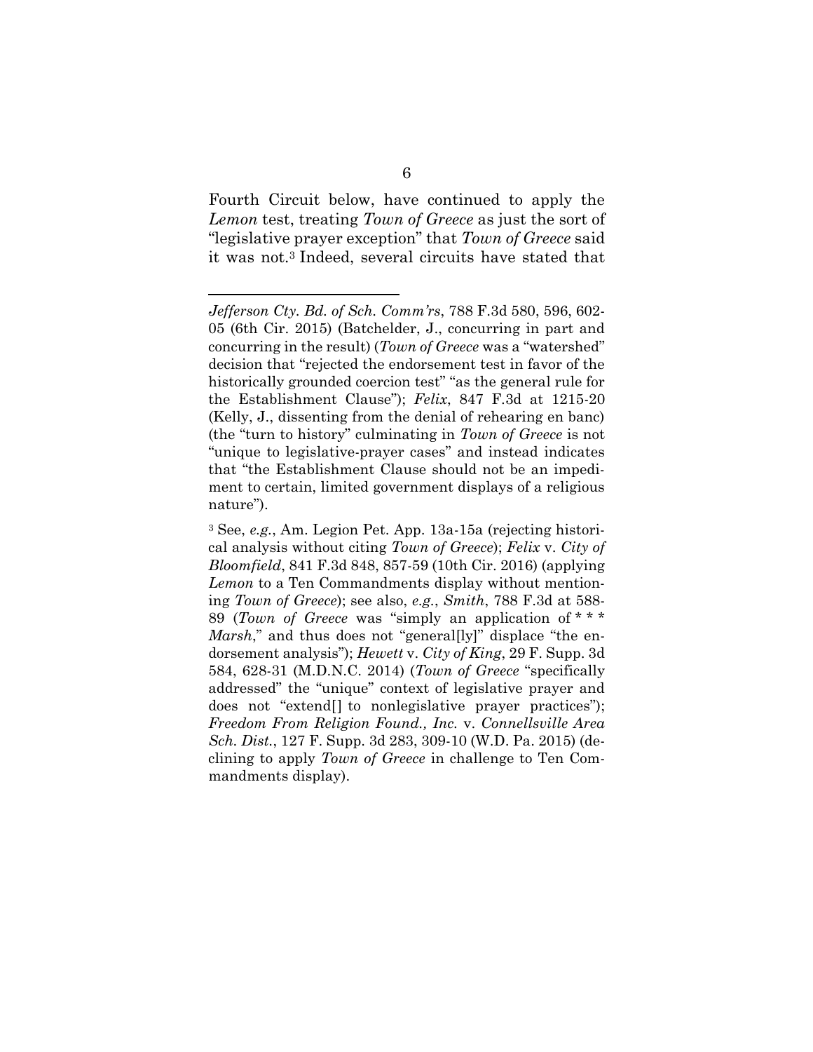Fourth Circuit below, have continued to apply the *Lemon* test, treating *Town of Greece* as just the sort of "legislative prayer exception" that *Town of Greece* said it was not.[3] Indeed, several circuits have stated that

---

*Jefferson Cty. Bd. of Sch. Comm'rs*, 788 F.3d 580, 596, 602-05 (6th Cir. 2015) (Batchelder, J., concurring in part and concurring in the result) (*Town of Greece* was a "watershed" decision that "rejected the endorsement test in favor of the historically grounded coercion test" "as the general rule for the Establishment Clause"); *Felix*, 847 F.3d at 1215-20 (Kelly, J., dissenting from the denial of rehearing en banc) (the "turn to history" culminating in *Town of Greece* is not "unique to legislative-prayer cases" and instead indicates that "the Establishment Clause should not be an impediment to certain, limited government displays of a religious nature").

[3] See, *e.g.*, Am. Legion Pet. App. 13a-15a (rejecting historical analysis without citing *Town of Greece*); *Felix* v. *City of Bloomfield*, 841 F.3d 848, 857-59 (10th Cir. 2016) (applying *Lemon* to a Ten Commandments display without mentioning *Town of Greece*); see also, *e.g.*, *Smith*, 788 F.3d at 588-89 (*Town of Greece* was "simply an application of * * * *Marsh*," and thus does not "general[ly]" displace "the endorsement analysis"); *Hewett* v. *City of King*, 29 F. Supp. 3d 584, 628-31 (M.D.N.C. 2014) (*Town of Greece* "specifically addressed" the "unique" context of legislative prayer and does not "extend[] to nonlegislative prayer practices"); *Freedom From Religion Found., Inc.* v. *Connellsville Area Sch. Dist.*, 127 F. Supp. 3d 283, 309-10 (W.D. Pa. 2015) (declining to apply *Town of Greece* in challenge to Ten Commandments display).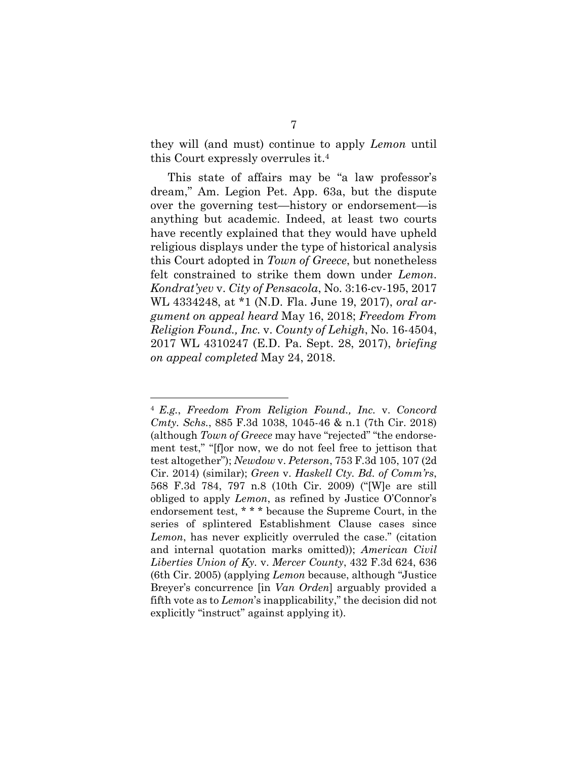they will (and must) continue to apply *Lemon* until this Court expressly overrules it.[4]

This state of affairs may be "a law professor's dream," Am. Legion Pet. App. 63a, but the dispute over the governing test—history or endorsement—is anything but academic. Indeed, at least two courts have recently explained that they would have upheld religious displays under the type of historical analysis this Court adopted in *Town of Greece*, but nonetheless felt constrained to strike them down under *Lemon*. *Kondrat'yev* v. *City of Pensacola*, No. 3:16-cv-195, 2017 WL 4334248, at *1 (N.D. Fla. June 19, 2017), *oral argument on appeal heard* May 16, 2018; *Freedom From Religion Found., Inc.* v. *County of Lehigh*, No. 16-4504, 2017 WL 4310247 (E.D. Pa. Sept. 28, 2017), *briefing on appeal completed* May 24, 2018.

---

[4] *E.g.*, *Freedom From Religion Found., Inc.* v. *Concord Cmty. Schs.*, 885 F.3d 1038, 1045-46 & n.1 (7th Cir. 2018) (although *Town of Greece* may have "rejected" "the endorsement test," "[f]or now, we do not feel free to jettison that test altogether"); *Newdow* v. *Peterson*, 753 F.3d 105, 107 (2d Cir. 2014) (similar); *Green* v. *Haskell Cty. Bd. of Comm'rs*, 568 F.3d 784, 797 n.8 (10th Cir. 2009) ("[W]e are still obliged to apply *Lemon*, as refined by Justice O'Connor's endorsement test, * * * because the Supreme Court, in the series of splintered Establishment Clause cases since *Lemon*, has never explicitly overruled the case." (citation and internal quotation marks omitted)); *American Civil Liberties Union of Ky.* v. *Mercer County*, 432 F.3d 624, 636 (6th Cir. 2005) (applying *Lemon* because, although "Justice Breyer's concurrence [in *Van Orden*] arguably provided a fifth vote as to *Lemon*'s inapplicability," the decision did not explicitly "instruct" against applying it).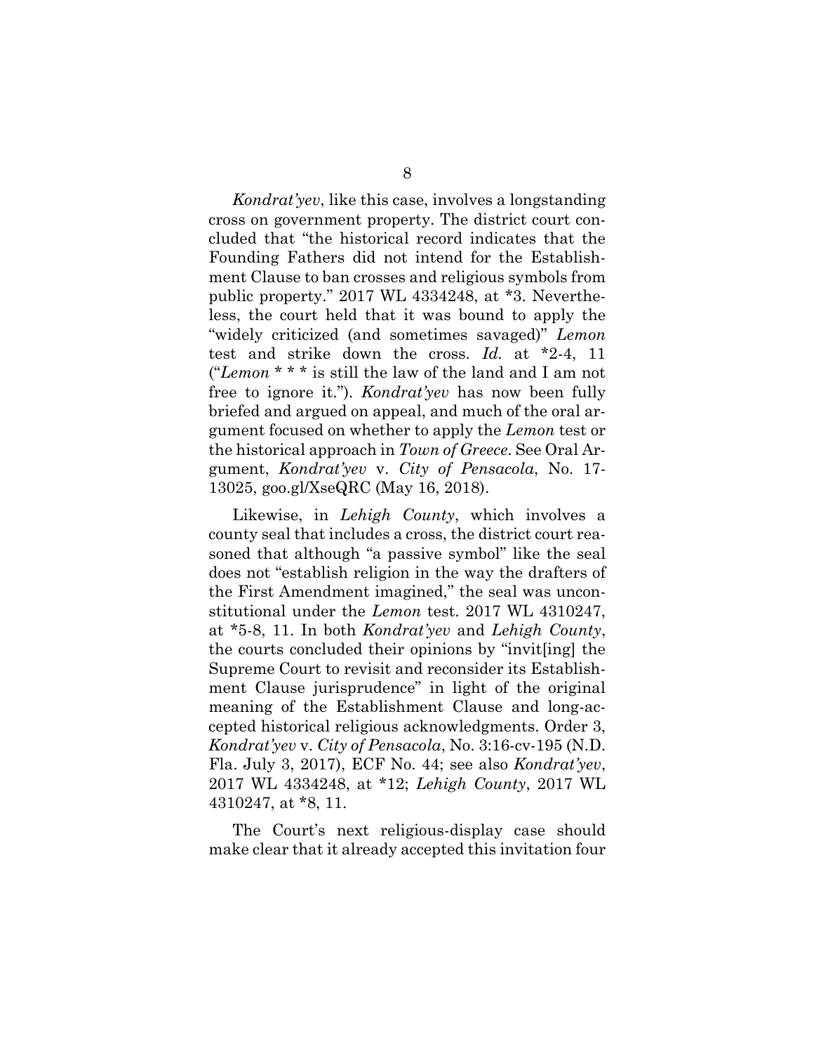*Kondrat'yev*, like this case, involves a longstanding cross on government property. The district court concluded that "the historical record indicates that the Founding Fathers did not intend for the Establishment Clause to ban crosses and religious symbols from public property." 2017 WL 4334248, at *3. Nevertheless, the court held that it was bound to apply the "widely criticized (and sometimes savaged)" *Lemon* test and strike down the cross. *Id.* at *2-4, 11 ("*Lemon* * * * is still the law of the land and I am not free to ignore it."). *Kondrat'yev* has now been fully briefed and argued on appeal, and much of the oral argument focused on whether to apply the *Lemon* test or the historical approach in *Town of Greece*. See Oral Argument, *Kondrat'yev* v. *City of Pensacola*, No. 17-13025, goo.gl/XseQRC (May 16, 2018).

Likewise, in *Lehigh County*, which involves a county seal that includes a cross, the district court reasoned that although "a passive symbol" like the seal does not "establish religion in the way the drafters of the First Amendment imagined," the seal was unconstitutional under the *Lemon* test. 2017 WL 4310247, at *5-8, 11. In both *Kondrat'yev* and *Lehigh County*, the courts concluded their opinions by "invit[ing] the Supreme Court to revisit and reconsider its Establishment Clause jurisprudence" in light of the original meaning of the Establishment Clause and long-accepted historical religious acknowledgments. Order 3, *Kondrat'yev* v. *City of Pensacola*, No. 3:16-cv-195 (N.D. Fla. July 3, 2017), ECF No. 44; see also *Kondrat'yev*, 2017 WL 4334248, at *12; *Lehigh County*, 2017 WL 4310247, at *8, 11.

The Court's next religious-display case should make clear that it already accepted this invitation four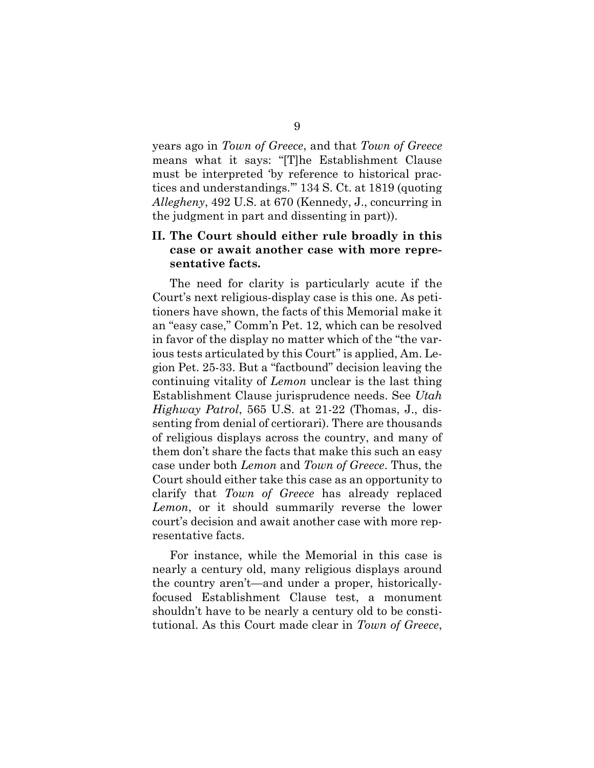years ago in *Town of Greece*, and that *Town of Greece* means what it says: "[T]he Establishment Clause must be interpreted 'by reference to historical practices and understandings.'" 134 S. Ct. at 1819 (quoting *Allegheny*, 492 U.S. at 670 (Kennedy, J., concurring in the judgment in part and dissenting in part)).

## II. The Court should either rule broadly in this case or await another case with more representative facts.

The need for clarity is particularly acute if the Court's next religious-display case is this one. As petitioners have shown, the facts of this Memorial make it an "easy case," Comm'n Pet. 12, which can be resolved in favor of the display no matter which of the "the various tests articulated by this Court" is applied, Am. Legion Pet. 25-33. But a "factbound" decision leaving the continuing vitality of *Lemon* unclear is the last thing Establishment Clause jurisprudence needs. See *Utah Highway Patrol*, 565 U.S. at 21-22 (Thomas, J., dissenting from denial of certiorari). There are thousands of religious displays across the country, and many of them don't share the facts that make this such an easy case under both *Lemon* and *Town of Greece*. Thus, the Court should either take this case as an opportunity to clarify that *Town of Greece* has already replaced *Lemon*, or it should summarily reverse the lower court's decision and await another case with more representative facts.

For instance, while the Memorial in this case is nearly a century old, many religious displays around the country aren't—and under a proper, historically-focused Establishment Clause test, a monument shouldn't have to be nearly a century old to be constitutional. As this Court made clear in *Town of Greece*,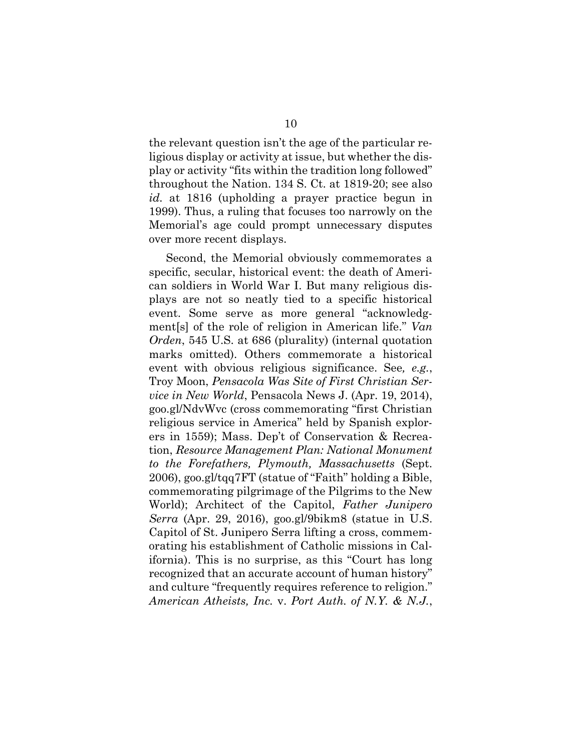the relevant question isn't the age of the particular religious display or activity at issue, but whether the display or activity "fits within the tradition long followed" throughout the Nation. 134 S. Ct. at 1819-20; see also *id.* at 1816 (upholding a prayer practice begun in 1999). Thus, a ruling that focuses too narrowly on the Memorial's age could prompt unnecessary disputes over more recent displays.

Second, the Memorial obviously commemorates a specific, secular, historical event: the death of American soldiers in World War I. But many religious displays are not so neatly tied to a specific historical event. Some serve as more general "acknowledgment[s] of the role of religion in American life." *Van Orden*, 545 U.S. at 686 (plurality) (internal quotation marks omitted). Others commemorate a historical event with obvious religious significance. See*, e.g.*, Troy Moon, *Pensacola Was Site of First Christian Service in New World*, Pensacola News J. (Apr. 19, 2014), goo.gl/NdvWvc (cross commemorating "first Christian religious service in America" held by Spanish explorers in 1559); Mass. Dep't of Conservation & Recreation, *Resource Management Plan: National Monument to the Forefathers, Plymouth, Massachusetts* (Sept. 2006), goo.gl/tqq7FT (statue of "Faith" holding a Bible, commemorating pilgrimage of the Pilgrims to the New World); Architect of the Capitol, *Father Junipero Serra* (Apr. 29, 2016), goo.gl/9bikm8 (statue in U.S. Capitol of St. Junipero Serra lifting a cross, commemorating his establishment of Catholic missions in California). This is no surprise, as this "Court has long recognized that an accurate account of human history" and culture "frequently requires reference to religion." *American Atheists, Inc.* v. *Port Auth. of N.Y. & N.J.*,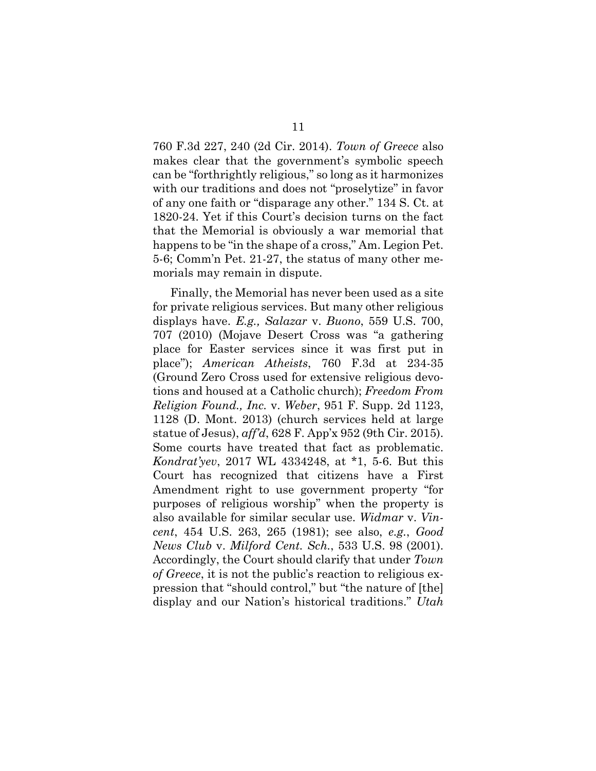760 F.3d 227, 240 (2d Cir. 2014). *Town of Greece* also makes clear that the government's symbolic speech can be "forthrightly religious," so long as it harmonizes with our traditions and does not "proselytize" in favor of any one faith or "disparage any other." 134 S. Ct. at 1820-24. Yet if this Court's decision turns on the fact that the Memorial is obviously a war memorial that happens to be "in the shape of a cross," Am. Legion Pet. 5-6; Comm'n Pet. 21-27, the status of many other memorials may remain in dispute.

Finally, the Memorial has never been used as a site for private religious services. But many other religious displays have. *E.g., Salazar* v. *Buono*, 559 U.S. 700, 707 (2010) (Mojave Desert Cross was "a gathering place for Easter services since it was first put in place"); *American Atheists*, 760 F.3d at 234-35 (Ground Zero Cross used for extensive religious devotions and housed at a Catholic church); *Freedom From Religion Found., Inc.* v. *Weber*, 951 F. Supp. 2d 1123, 1128 (D. Mont. 2013) (church services held at large statue of Jesus), *aff'd*, 628 F. App'x 952 (9th Cir. 2015). Some courts have treated that fact as problematic. *Kondrat'yev*, 2017 WL 4334248, at *1, 5-6. But this Court has recognized that citizens have a First Amendment right to use government property "for purposes of religious worship" when the property is also available for similar secular use. *Widmar* v. *Vincent*, 454 U.S. 263, 265 (1981); see also, *e.g.*, *Good News Club* v. *Milford Cent. Sch.*, 533 U.S. 98 (2001). Accordingly, the Court should clarify that under *Town of Greece*, it is not the public's reaction to religious expression that "should control," but "the nature of [the] display and our Nation's historical traditions." *Utah*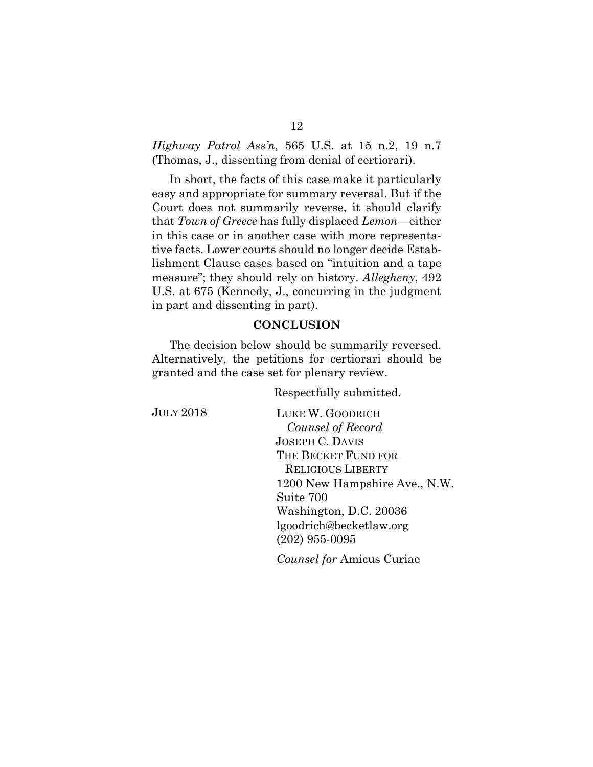*Highway Patrol Ass'n*, 565 U.S. at 15 n.2, 19 n.7 (Thomas, J., dissenting from denial of certiorari).

In short, the facts of this case make it particularly easy and appropriate for summary reversal. But if the Court does not summarily reverse, it should clarify that *Town of Greece* has fully displaced *Lemon*—either in this case or in another case with more representative facts. Lower courts should no longer decide Establishment Clause cases based on "intuition and a tape measure"; they should rely on history. *Allegheny*, 492 U.S. at 675 (Kennedy, J., concurring in the judgment in part and dissenting in part).

## CONCLUSION

The decision below should be summarily reversed. Alternatively, the petitions for certiorari should be granted and the case set for plenary review.

Respectfully submitted.

JULY 2018

LUKE W. GOODRICH
*Counsel of Record*
JOSEPH C. DAVIS
THE BECKET FUND FOR RELIGIOUS LIBERTY
1200 New Hampshire Ave., N.W.
Suite 700
Washington, D.C. 20036
lgoodrich@becketlaw.org
(202) 955-0095

*Counsel for* Amicus Curiae